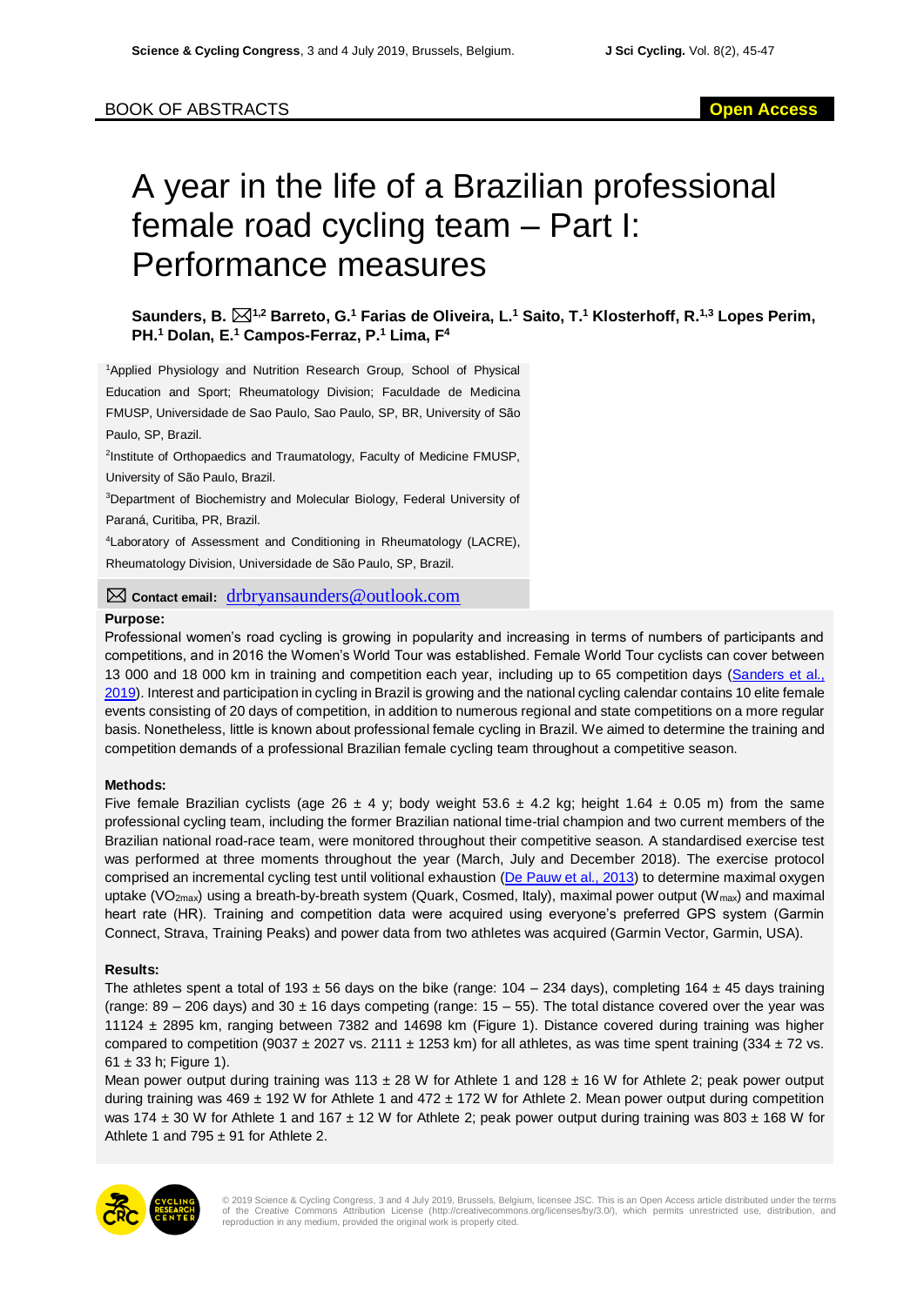BOOK OF ABSTRACTS

Open Access

# A year in the life of a Brazilian professional female road cycling team – Part I: Performance measures

**Saunders, B. [1,2] Barreto, G.[1] Farias de Oliveira, L.[1] Saito, T.[1] Klosterhoff, R.[1,3] Lopes Perim, PH.[1] Dolan, E.[1] Campos-Ferraz, P.[1] Lima, F[4]**

[1]Applied Physiology and Nutrition Research Group, School of Physical Education and Sport; Rheumatology Division; Faculdade de Medicina FMUSP, Universidade de Sao Paulo, Sao Paulo, SP, BR, University of São Paulo, SP, Brazil.

[2]Institute of Orthopaedics and Traumatology, Faculty of Medicine FMUSP, University of São Paulo, Brazil.

[3]Department of Biochemistry and Molecular Biology, Federal University of Paraná, Curitiba, PR, Brazil.

[4]Laboratory of Assessment and Conditioning in Rheumatology (LACRE), Rheumatology Division, Universidade de São Paulo, SP, Brazil.

**Contact email:** drbryansaunders@outlook.com

### Purpose:

Professional women's road cycling is growing in popularity and increasing in terms of numbers of participants and competitions, and in 2016 the Women's World Tour was established. Female World Tour cyclists can cover between 13 000 and 18 000 km in training and competition each year, including up to 65 competition days (Sanders et al., 2019). Interest and participation in cycling in Brazil is growing and the national cycling calendar contains 10 elite female events consisting of 20 days of competition, in addition to numerous regional and state competitions on a more regular basis. Nonetheless, little is known about professional female cycling in Brazil. We aimed to determine the training and competition demands of a professional Brazilian female cycling team throughout a competitive season.

### Methods:

Five female Brazilian cyclists (age 26 ± 4 y; body weight 53.6 ± 4.2 kg; height 1.64 ± 0.05 m) from the same professional cycling team, including the former Brazilian national time-trial champion and two current members of the Brazilian national road-race team, were monitored throughout their competitive season. A standardised exercise test was performed at three moments throughout the year (March, July and December 2018). The exercise protocol comprised an incremental cycling test until volitional exhaustion (De Pauw et al., 2013) to determine maximal oxygen uptake ($VO_{2max}$) using a breath-by-breath system (Quark, Cosmed, Italy), maximal power output ($W_{max}$) and maximal heart rate (HR). Training and competition data were acquired using everyone's preferred GPS system (Garmin Connect, Strava, Training Peaks) and power data from two athletes was acquired (Garmin Vector, Garmin, USA).

### Results:

The athletes spent a total of 193 ± 56 days on the bike (range: 104 – 234 days), completing 164 ± 45 days training (range: 89 – 206 days) and 30 ± 16 days competing (range: 15 – 55). The total distance covered over the year was 11124 ± 2895 km, ranging between 7382 and 14698 km (Figure 1). Distance covered during training was higher compared to competition (9037 ± 2027 vs. 2111 ± 1253 km) for all athletes, as was time spent training (334 ± 72 vs. 61 ± 33 h; Figure 1).

Mean power output during training was 113 ± 28 W for Athlete 1 and 128 ± 16 W for Athlete 2; peak power output during training was 469 ± 192 W for Athlete 1 and 472 ± 172 W for Athlete 2. Mean power output during competition was 174 ± 30 W for Athlete 1 and 167 ± 12 W for Athlete 2; peak power output during training was 803 ± 168 W for Athlete 1 and 795 ± 91 for Athlete 2.

© 2019 Science & Cycling Congress, 3 and 4 July 2019, Brussels, Belgium, licensee JSC. This is an Open Access article distributed under the terms of the Creative Commons Attribution License (http://creativecommons.org/licenses/by/3.0/), which permits unrestricted use, distribution, and reproduction in any medium, provided the original work is properly cited.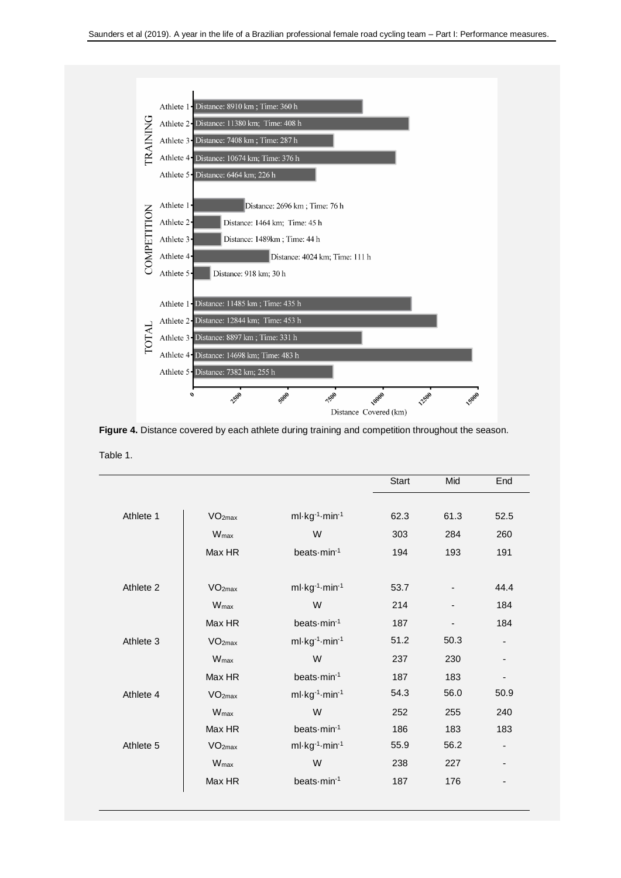**Figure 4.** Distance covered by each athlete during training and competition throughout the season.

Table 1.

| | | | Start | Mid | End |
|---|---|---|---|---|---|
| Athlete 1 | $VO_{2max}$ | $ml \cdot kg^{-1} \cdot min^{-1}$ | 62.3 | 61.3 | 52.5 |
| | $W_{max}$ | W | 303 | 284 | 260 |
| | Max HR | $beats \cdot min^{-1}$ | 194 | 193 | 191 |
| Athlete 2 | $VO_{2max}$ | $ml \cdot kg^{-1} \cdot min^{-1}$ | 53.7 | - | 44.4 |
| | $W_{max}$ | W | 214 | - | 184 |
| | Max HR | $beats \cdot min^{-1}$ | 187 | - | 184 |
| Athlete 3 | $VO_{2max}$ | $ml \cdot kg^{-1} \cdot min^{-1}$ | 51.2 | 50.3 | - |
| | $W_{max}$ | W | 237 | 230 | - |
| | Max HR | $beats \cdot min^{-1}$ | 187 | 183 | - |
| Athlete 4 | $VO_{2max}$ | $ml \cdot kg^{-1} \cdot min^{-1}$ | 54.3 | 56.0 | 50.9 |
| | $W_{max}$ | W | 252 | 255 | 240 |
| | Max HR | $beats \cdot min^{-1}$ | 186 | 183 | 183 |
| Athlete 5 | $VO_{2max}$ | $ml \cdot kg^{-1} \cdot min^{-1}$ | 55.9 | 56.2 | - |
| | $W_{max}$ | W | 238 | 227 | - |
| | Max HR | $beats \cdot min^{-1}$ | 187 | 176 | - |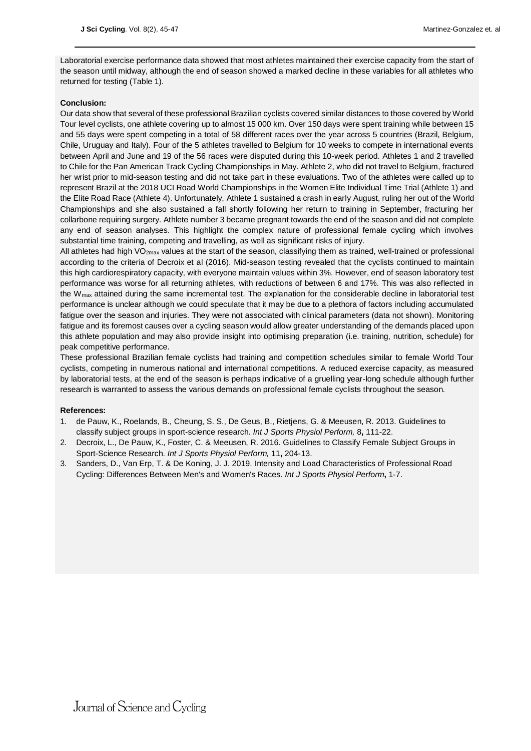Laboratorial exercise performance data showed that most athletes maintained their exercise capacity from the start of the season until midway, although the end of season showed a marked decline in these variables for all athletes who returned for testing (Table 1).

**Conclusion:**

Our data show that several of these professional Brazilian cyclists covered similar distances to those covered by World Tour level cyclists, one athlete covering up to almost 15 000 km. Over 150 days were spent training while between 15 and 55 days were spent competing in a total of 58 different races over the year across 5 countries (Brazil, Belgium, Chile, Uruguay and Italy). Four of the 5 athletes travelled to Belgium for 10 weeks to compete in international events between April and June and 19 of the 56 races were disputed during this 10-week period. Athletes 1 and 2 travelled to Chile for the Pan American Track Cycling Championships in May. Athlete 2, who did not travel to Belgium, fractured her wrist prior to mid-season testing and did not take part in these evaluations. Two of the athletes were called up to represent Brazil at the 2018 UCI Road World Championships in the Women Elite Individual Time Trial (Athlete 1) and the Elite Road Race (Athlete 4). Unfortunately, Athlete 1 sustained a crash in early August, ruling her out of the World Championships and she also sustained a fall shortly following her return to training in September, fracturing her collarbone requiring surgery. Athlete number 3 became pregnant towards the end of the season and did not complete any end of season analyses. This highlight the complex nature of professional female cycling which involves substantial time training, competing and travelling, as well as significant risks of injury.

All athletes had high $VO_{2max}$ values at the start of the season, classifying them as trained, well-trained or professional according to the criteria of Decroix et al (2016). Mid-season testing revealed that the cyclists continued to maintain this high cardiorespiratory capacity, with everyone maintain values within 3%. However, end of season laboratory test performance was worse for all returning athletes, with reductions of between 6 and 17%. This was also reflected in the $W_{max}$ attained during the same incremental test. The explanation for the considerable decline in laboratorial test performance is unclear although we could speculate that it may be due to a plethora of factors including accumulated fatigue over the season and injuries. They were not associated with clinical parameters (data not shown). Monitoring fatigue and its foremost causes over a cycling season would allow greater understanding of the demands placed upon this athlete population and may also provide insight into optimising preparation (i.e. training, nutrition, schedule) for peak competitive performance.

These professional Brazilian female cyclists had training and competition schedules similar to female World Tour cyclists, competing in numerous national and international competitions. A reduced exercise capacity, as measured by laboratorial tests, at the end of the season is perhaps indicative of a gruelling year-long schedule although further research is warranted to assess the various demands on professional female cyclists throughout the season.

**References:**

1. de Pauw, K., Roelands, B., Cheung, S. S., De Geus, B., Rietjens, G. & Meeusen, R. 2013. Guidelines to classify subject groups in sport-science research. *Int J Sports Physiol Perform,* 8**,** 111-22.
2. Decroix, L., De Pauw, K., Foster, C. & Meeusen, R. 2016. Guidelines to Classify Female Subject Groups in Sport-Science Research. *Int J Sports Physiol Perform,* 11**,** 204-13.
3. Sanders, D., Van Erp, T. & De Koning, J. J. 2019. Intensity and Load Characteristics of Professional Road Cycling: Differences Between Men's and Women's Races. *Int J Sports Physiol Perform***,** 1-7.